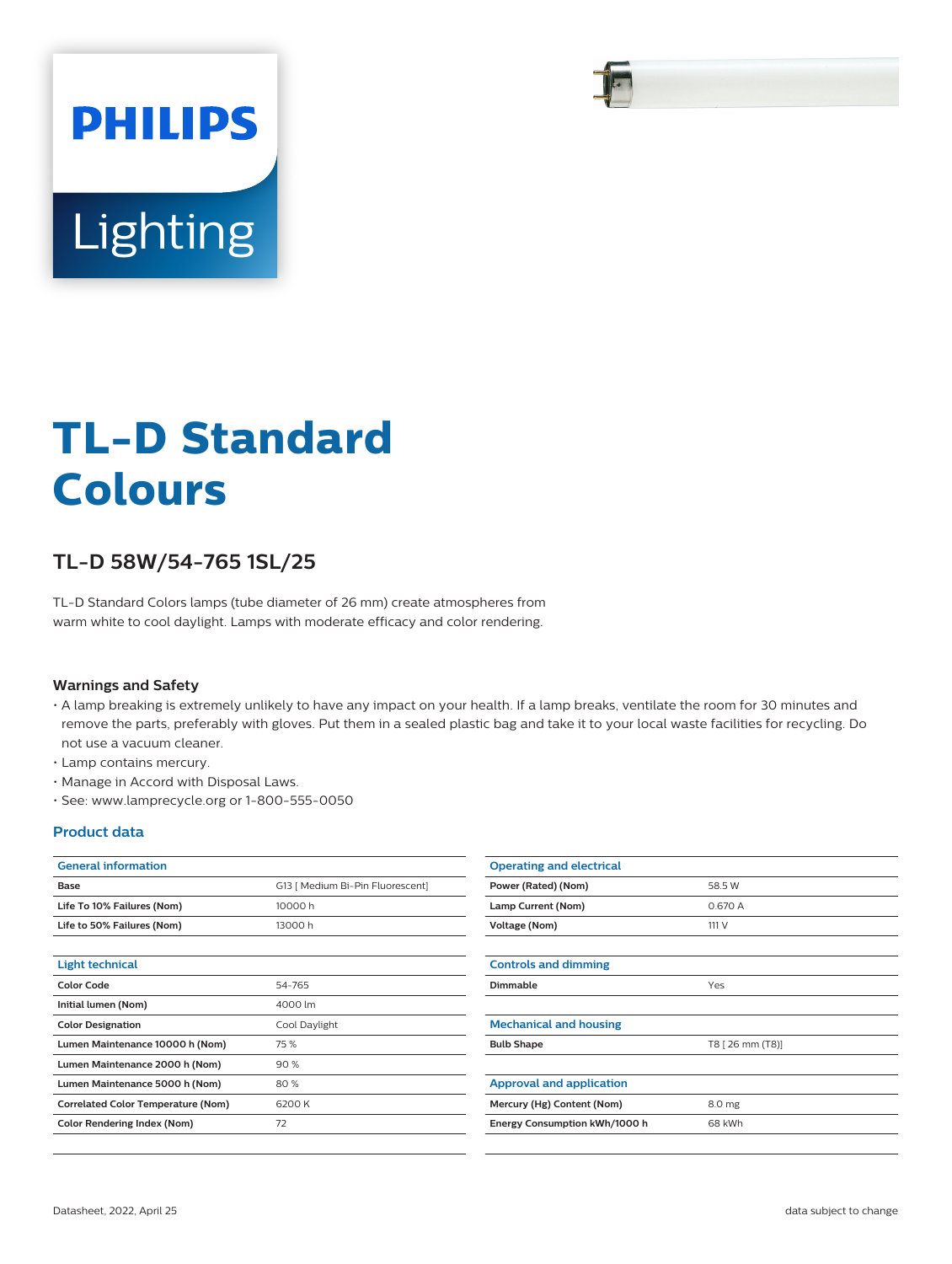PHILIPS

Lighting

# TL-D Standard Colours

## TL-D 58W/54-765 1SL/25

TL-D Standard Colors lamps (tube diameter of 26 mm) create atmospheres from warm white to cool daylight. Lamps with moderate efficacy and color rendering.

### Warnings and Safety

- A lamp breaking is extremely unlikely to have any impact on your health. If a lamp breaks, ventilate the room for 30 minutes and remove the parts, preferably with gloves. Put them in a sealed plastic bag and take it to your local waste facilities for recycling. Do not use a vacuum cleaner.
- Lamp contains mercury.
- Manage in Accord with Disposal Laws.
- See: www.lamprecycle.org or 1-800-555-0050

### Product data

| General information | |
|---|---|
| Base | G13 [ Medium Bi-Pin Fluorescent] |
| Life To 10% Failures (Nom) | 10000 h |
| Life to 50% Failures (Nom) | 13000 h |

| Light technical | |
|---|---|
| Color Code | 54-765 |
| Initial lumen (Nom) | 4000 lm |
| Color Designation | Cool Daylight |
| Lumen Maintenance 10000 h (Nom) | 75 % |
| Lumen Maintenance 2000 h (Nom) | 90 % |
| Lumen Maintenance 5000 h (Nom) | 80 % |
| Correlated Color Temperature (Nom) | 6200 K |
| Color Rendering Index (Nom) | 72 |

| Operating and electrical | |
|---|---|
| Power (Rated) (Nom) | 58.5 W |
| Lamp Current (Nom) | 0.670 A |
| Voltage (Nom) | 111 V |

| Controls and dimming | |
|---|---|
| Dimmable | Yes |

| Mechanical and housing | |
|---|---|
| Bulb Shape | T8 [ 26 mm (T8)] |

| Approval and application | |
|---|---|
| Mercury (Hg) Content (Nom) | 8.0 mg |
| Energy Consumption kWh/1000 h | 68 kWh |

Datasheet, 2022, April 25

data subject to change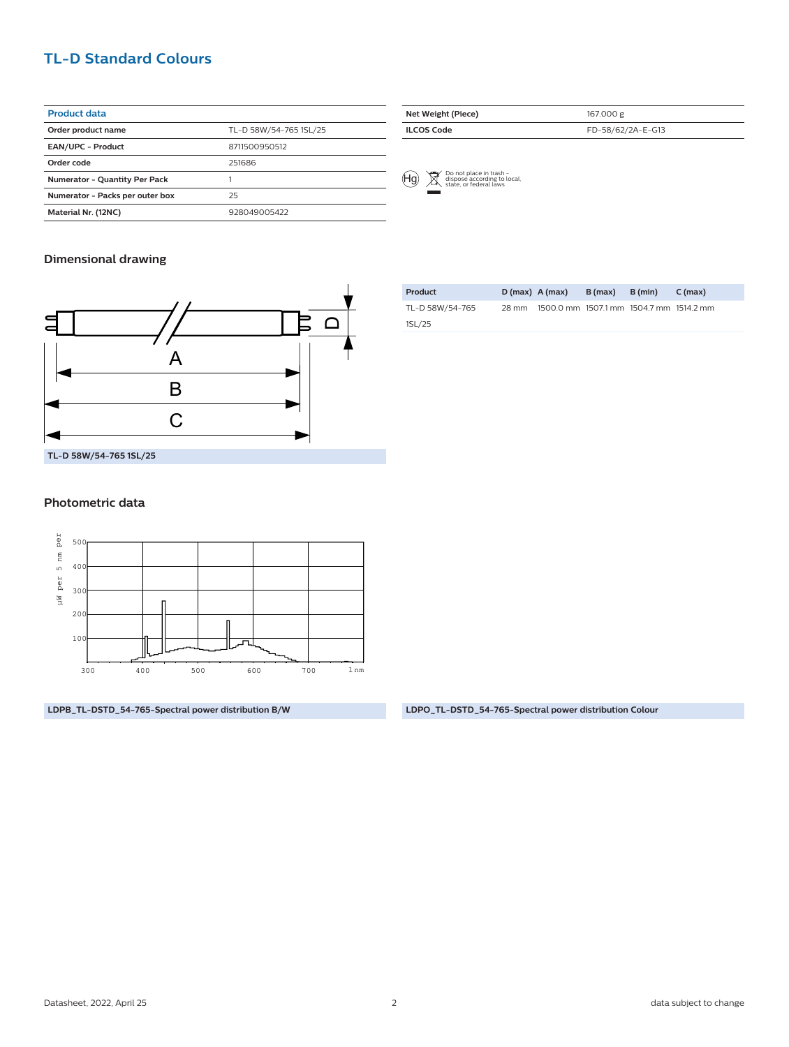# TL-D Standard Colours

| Product data | |
|---|---|
| Order product name | TL-D 58W/54-765 1SL/25 |
| EAN/UPC - Product | 8711500950512 |
| Order code | 251686 |
| Numerator - Quantity Per Pack | 1 |
| Numerator - Packs per outer box | 25 |
| Material Nr. (12NC) | 928049005422 |

| | |
|---|---|
| Net Weight (Piece) | 167.000 g |
| ILCOS Code | FD-58/62/2A-E-G13 |

Do not place in trash - dispose according to local, state, or federal laws

## Dimensional drawing

TL-D 58W/54-765 1SL/25

| Product | D (max) | A (max) | B (max) | B (min) | C (max) |
|---|---|---|---|---|---|
| TL-D 58W/54-765 1SL/25 | 28 mm | 1500.0 mm | 1507.1 mm | 1504.7 mm | 1514.2 mm |

## Photometric data

LDPB_TL-DSTD_54-765-Spectral power distribution B/W

LDPO_TL-DSTD_54-765-Spectral power distribution Colour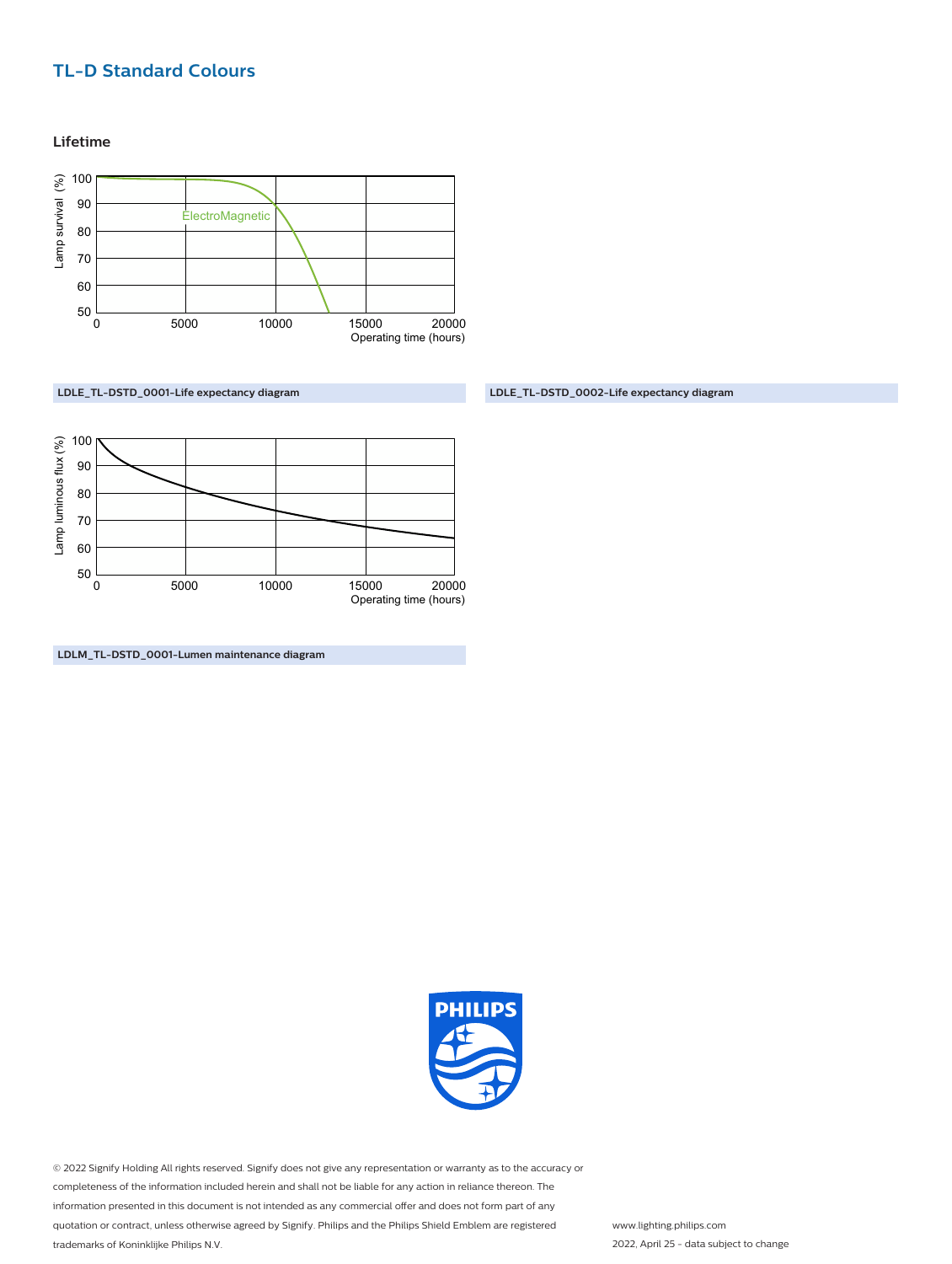## TL-D Standard Colours

### Lifetime

Lamp survival (%)
100
90
80
70
60
50
0
5000
10000
15000
20000
Operating time (hours)
ElectroMagnetic

**LDLE_TL-DSTD_0001-Life expectancy diagram**

**LDLE_TL-DSTD_0002-Life expectancy diagram**

Lamp luminous flux (%)
100
90
80
70
60
50
0
5000
10000
15000
20000
Operating time (hours)

**LDLM_TL-DSTD_0001-Lumen maintenance diagram**

© 2022 Signify Holding All rights reserved. Signify does not give any representation or warranty as to the accuracy or completeness of the information included herein and shall not be liable for any action in reliance thereon. The information presented in this document is not intended as any commercial offer and does not form part of any quotation or contract, unless otherwise agreed by Signify. Philips and the Philips Shield Emblem are registered trademarks of Koninklijke Philips N.V.

www.lighting.philips.com

2022, April 25 - data subject to change